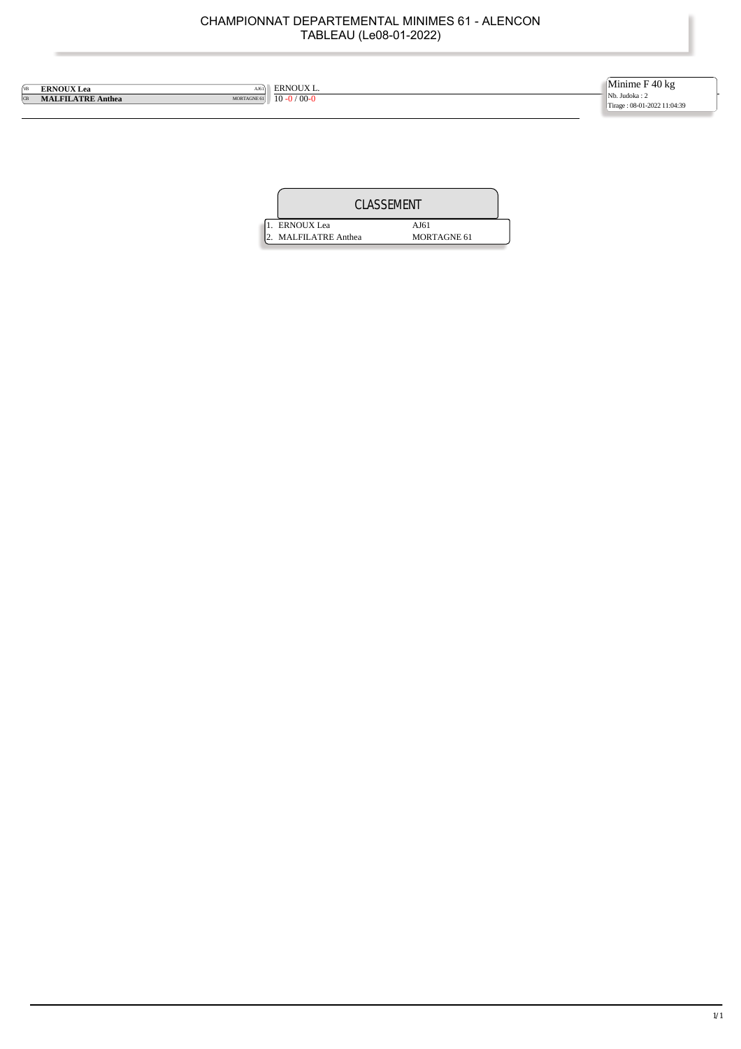# CHAMPIONNAT DEPARTEMENTAL MINIMES 61 - ALENCON
## TABLEAU (Le08-01-2022)

| | Judoka | Club | Résultat |
|---|---|---|---|
| VB | **ERNOUX Lea** | AJ61 | ERNOUX L. |
| CB | **MALFILATRE Anthea** | MORTAGNE 61 | 10 -0 / 00-0 |

Minime F 40 kg
Nb. Judoka : 2
Tirage : 08-01-2022 11:04:39

## CLASSEMENT

| | Judoka | Club |
|---|---|---|
| 1. | ERNOUX Lea | AJ61 |
| 2. | MALFILATRE Anthea | MORTAGNE 61 |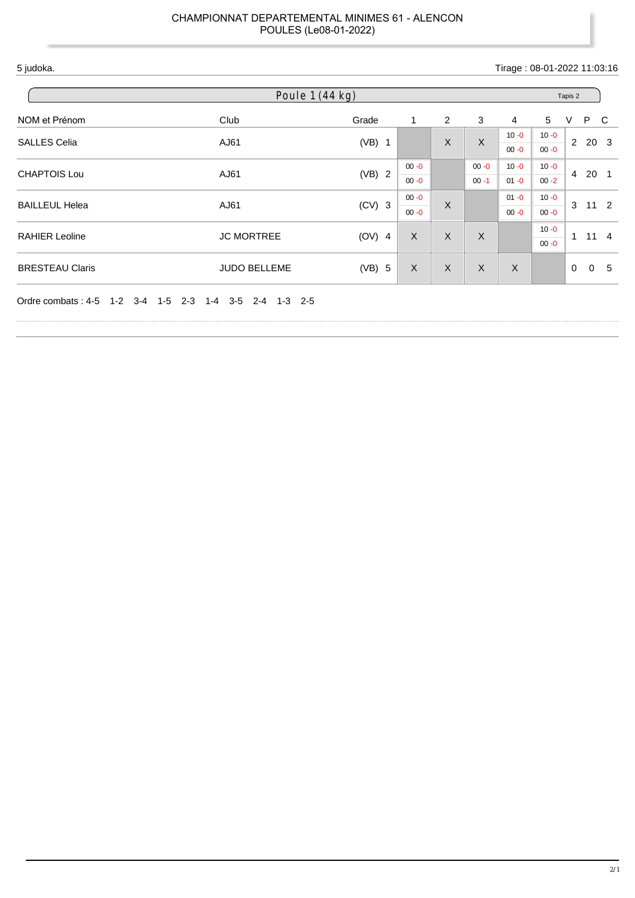CHAMPIONNAT DEPARTEMENTAL MINIMES 61 - ALENCON
POULES (Le08-01-2022)

5 judoka.

Tirage : 08-01-2022 11:03:16

## Poule 1 (44 kg)

Tapis 2

| NOM et Prénom | Club | Grade | | 1 | 2 | 3 | 4 | 5 | V | P | C |
|---|---|---|---|---|---|---|---|---|---|---|---|
| SALLES Celia | AJ61 | (VB) | 1 | | X | X | 10 -0 / 00 -0 | 10 -0 / 00 -0 | 2 | 20 | 3 |
| CHAPTOIS Lou | AJ61 | (VB) | 2 | 00 -0 / 00 -0 | | 00 -0 / 00 -1 | 10 -0 / 01 -0 | 10 -0 / 00 -2 | 4 | 20 | 1 |
| BAILLEUL Helea | AJ61 | (CV) | 3 | 00 -0 / 00 -0 | X | | 01 -0 / 00 -0 | 10 -0 / 00 -0 | 3 | 11 | 2 |
| RAHIER Leoline | JC MORTREE | (OV) | 4 | X | X | X | | 10 -0 / 00 -0 | 1 | 11 | 4 |
| BRESTEAU Claris | JUDO BELLEME | (VB) | 5 | X | X | X | X | | 0 | 0 | 5 |

Ordre combats : 4-5 1-2 3-4 1-5 2-3 1-4 3-5 2-4 1-3 2-5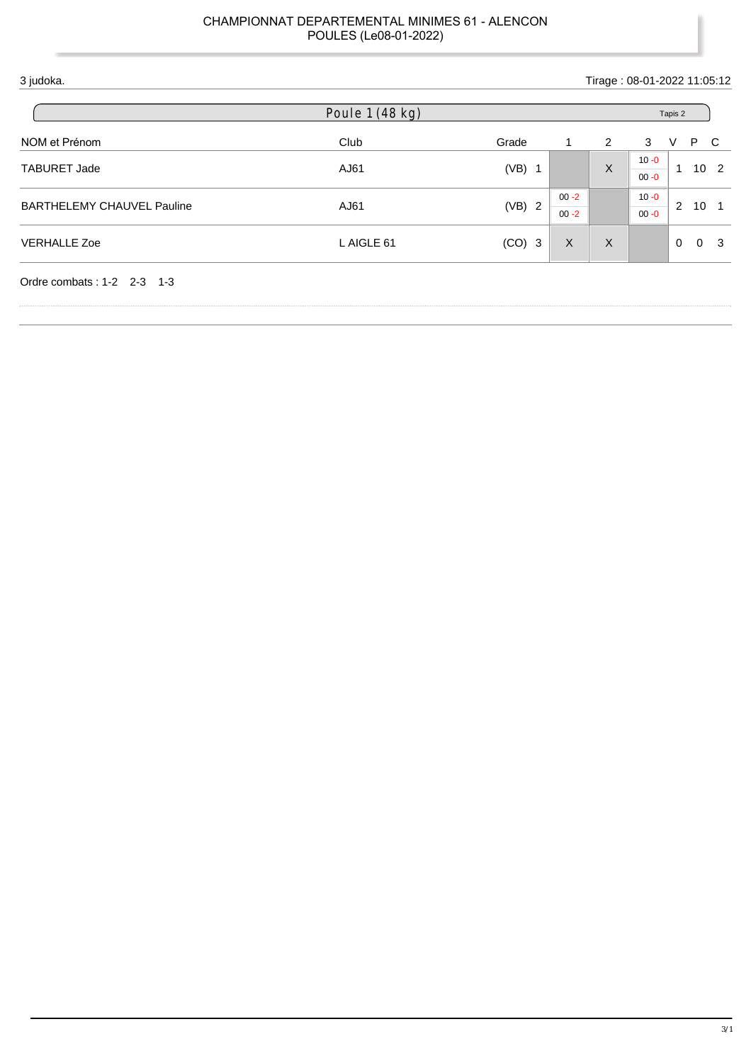CHAMPIONNAT DEPARTEMENTAL MINIMES 61 - ALENCON
POULES (Le08-01-2022)

3 judoka.

Tirage : 08-01-2022 11:05:12

## Poule 1 (48 kg)

Tapis 2

| NOM et Prénom | Club | Grade | 1 | 2 | 3 | V | P | C |
|---|---|---|---|---|---|---|---|---|
| TABURET Jade | AJ61 | (VB) 1 | | X | 10 -0 / 00 -0 | 1 | 10 | 2 |
| BARTHELEMY CHAUVEL Pauline | AJ61 | (VB) 2 | 00 -2 / 00 -2 | | 10 -0 / 00 -0 | 2 | 10 | 1 |
| VERHALLE Zoe | L AIGLE 61 | (CO) 3 | X | X | | 0 | 0 | 3 |

Ordre combats : 1-2 2-3 1-3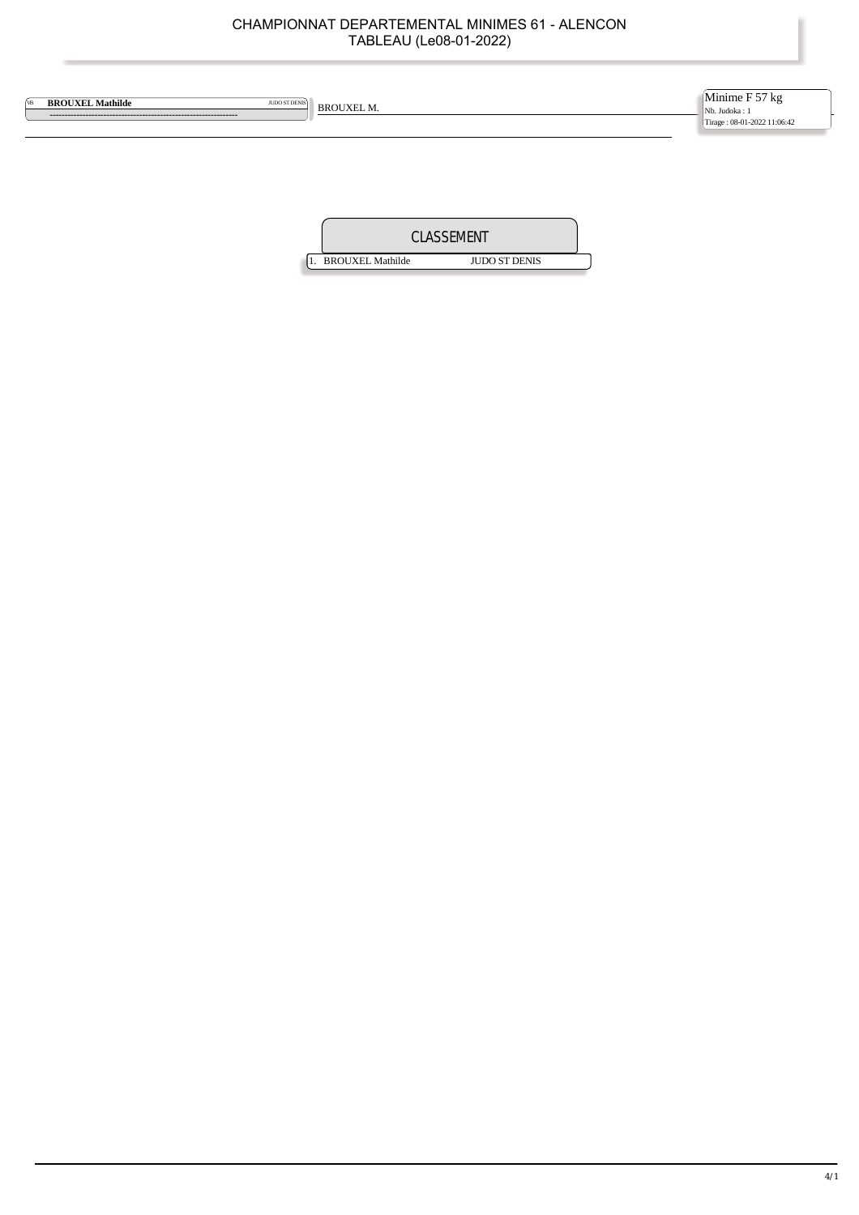# CHAMPIONNAT DEPARTEMENTAL MINIMES 61 - ALENCON
TABLEAU (Le08-01-2022)

NB **BROUXEL Mathilde** JUDO ST DENIS

BROUXEL M.

Minime F 57 kg
Nb. Judoka : 1
Tirage : 08-01-2022 11:06:42

## CLASSEMENT

| | | |
|---|---|---|
| 1. | BROUXEL Mathilde | JUDO ST DENIS |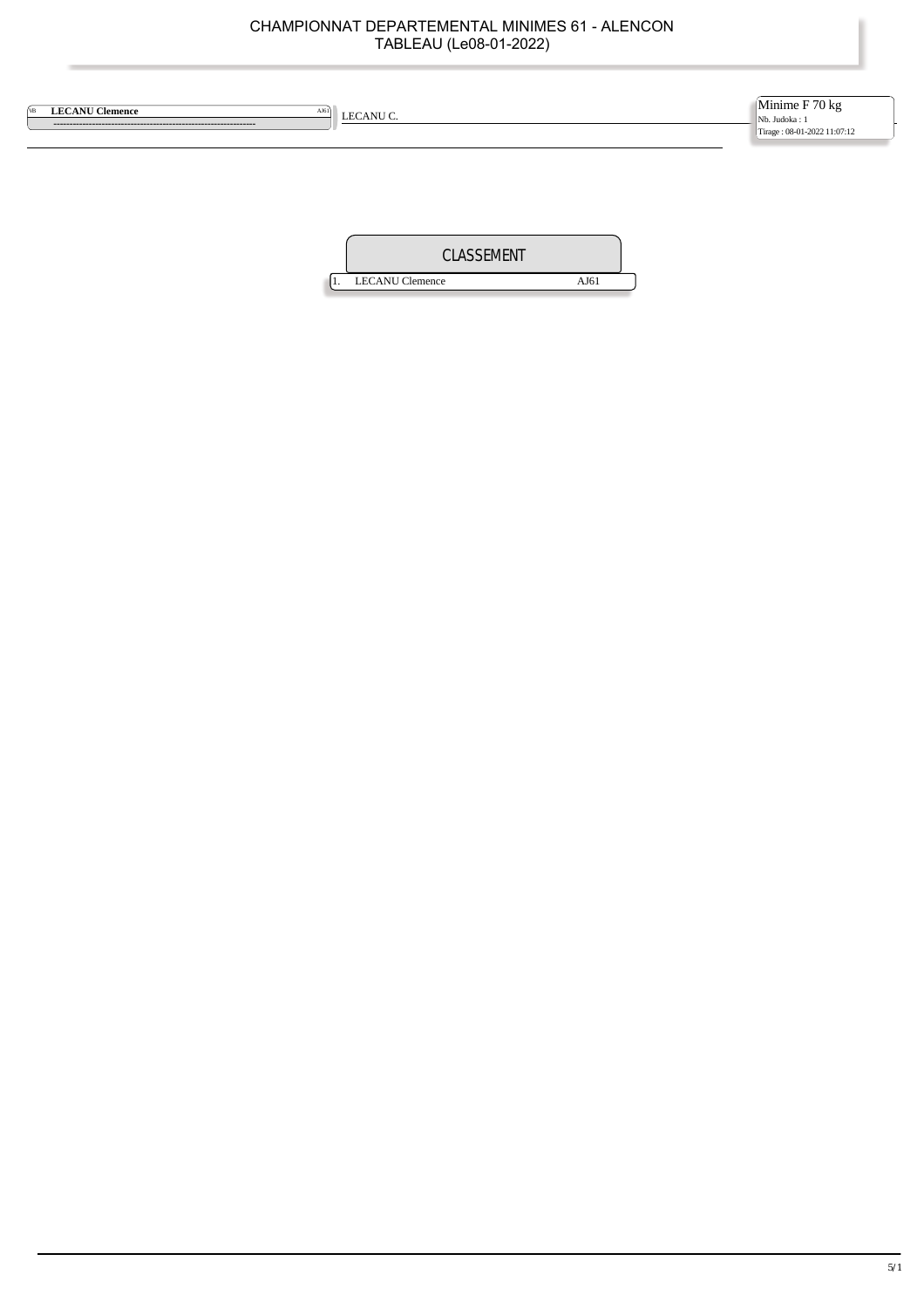# CHAMPIONNAT DEPARTEMENTAL MINIMES 61 - ALENCON
## TABLEAU (Le08-01-2022)

Minime F 70 kg
Nb. Judoka : 1
Tirage : 08-01-2022 11:07:12

| | | | |
|---|---|---|---|
| VB | **LECANU Clemence** | AJ61 | LECANU C. |
| | ---------------------------------------------------------------- | | |

## CLASSEMENT

| | | |
|---|---|---|
| 1. | LECANU Clemence | AJ61 |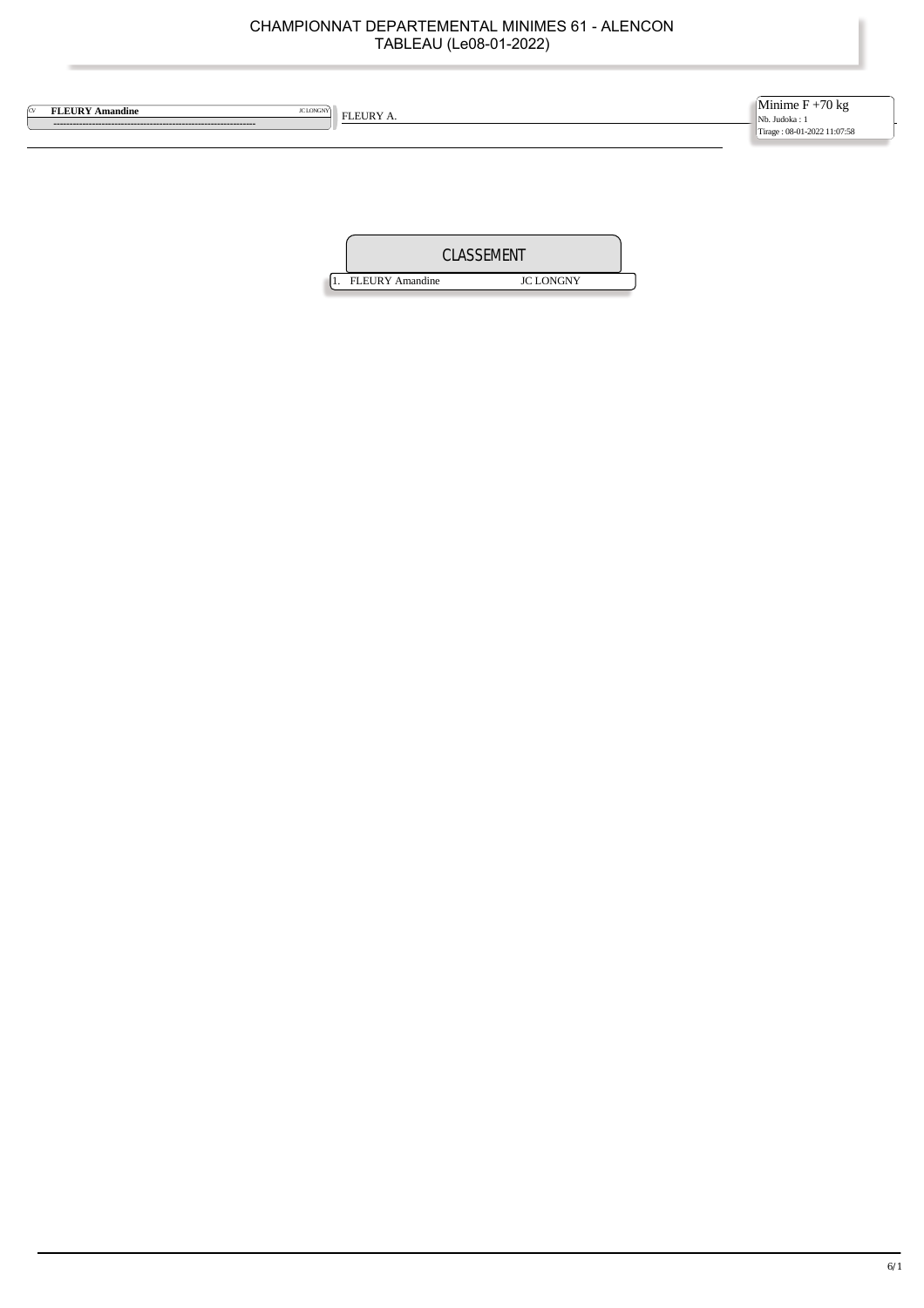# CHAMPIONNAT DEPARTEMENTAL MINIMES 61 - ALENCON

TABLEAU (Le08-01-2022)

CV **FLEURY Amandine** JC LONGNY

FLEURY A.

Minime F +70 kg

Nb. Judoka : 1

Tirage : 08-01-2022 11:07:58

## CLASSEMENT

| | | |
|---|---|---|
| 1. | FLEURY Amandine | JC LONGNY |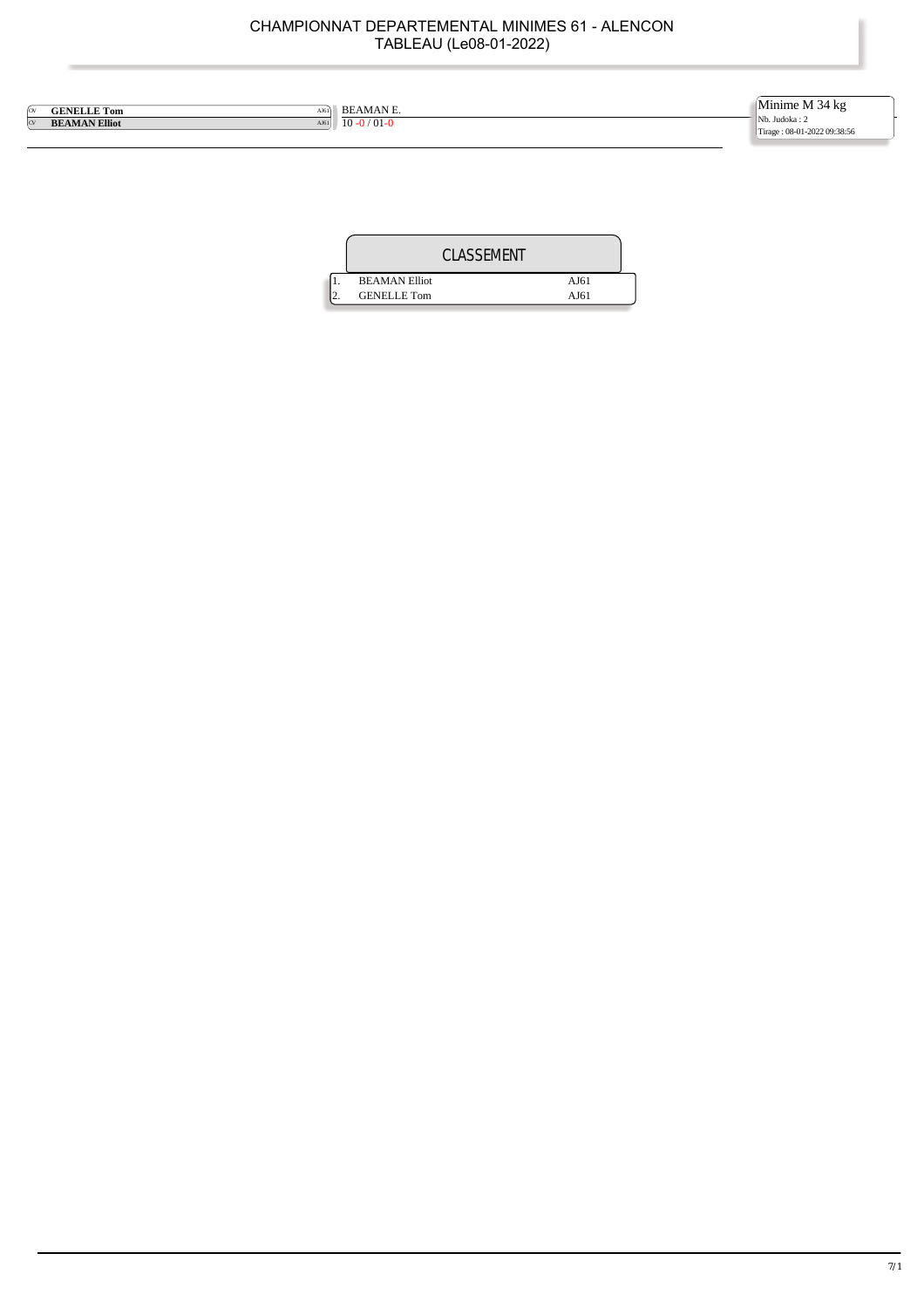# CHAMPIONNAT DEPARTEMENTAL MINIMES 61 - ALENCON
## TABLEAU (Le08-01-2022)

| | | | |
|---|---|---|---|
| CV | **GENELLE Tom** | AJ61 | BEAMAN E. |
| CV | **BEAMAN Elliot** | AJ61 | 10 -0 / 01-0 |

Minime M 34 kg
Nb. Judoka : 2
Tirage : 08-01-2022 09:38:56

## CLASSEMENT

| | | |
|---|---|---|
| 1. | BEAMAN Elliot | AJ61 |
| 2. | GENELLE Tom | AJ61 |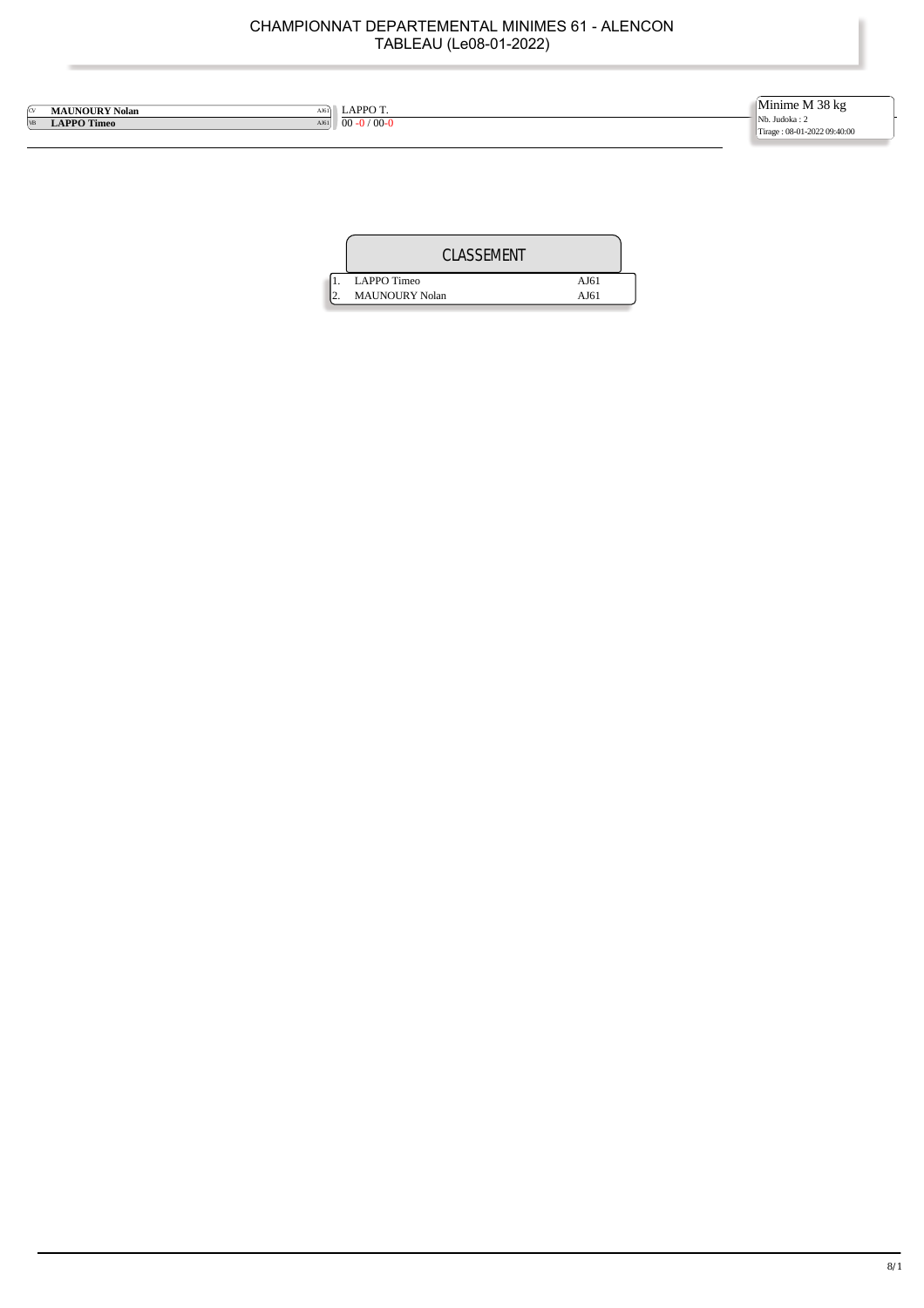# CHAMPIONNAT DEPARTEMENTAL MINIMES 61 - ALENCON
## TABLEAU (Le08-01-2022)

**Minime M 38 kg**
Nb. Judoka : 2
Tirage : 08-01-2022 09:40:00

| | Judoka | Club | Résultat |
|---|---|---|---|
| CV | **MAUNOURY Nolan** | AJ61 | LAPPO T. |
| VB | **LAPPO Timeo** | AJ61 | 00 -0 / 00-0 |

## CLASSEMENT

| | Nom | Club |
|---|---|---|
| 1. | LAPPO Timeo | AJ61 |
| 2. | MAUNOURY Nolan | AJ61 |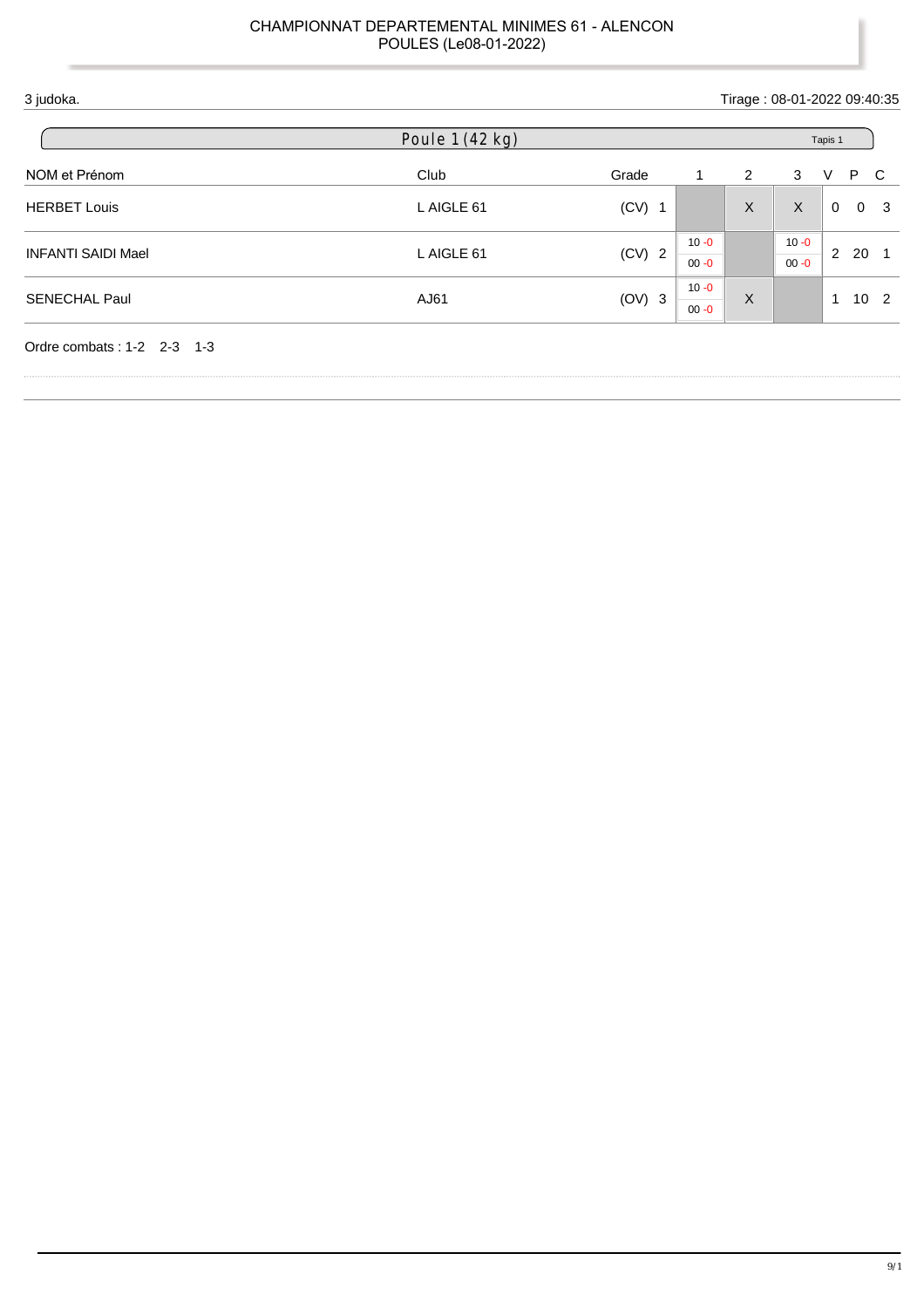CHAMPIONNAT DEPARTEMENTAL MINIMES 61 - ALENCON
POULES (Le08-01-2022)

3 judoka.

Tirage : 08-01-2022 09:40:35

## Poule 1 (42 kg)

Tapis 1

| NOM et Prénom | Club | Grade | 1 | 2 | 3 | V | P | C |
|---|---|---|---|---|---|---|---|---|
| HERBET Louis | L AIGLE 61 | (CV) 1 | | X | X | 0 | 0 | 3 |
| INFANTI SAIDI Mael | L AIGLE 61 | (CV) 2 | 10 -0 / 00 -0 | | 10 -0 / 00 -0 | 2 | 20 | 1 |
| SENECHAL Paul | AJ61 | (OV) 3 | 10 -0 / 00 -0 | X | | 1 | 10 | 2 |

Ordre combats : 1-2 2-3 1-3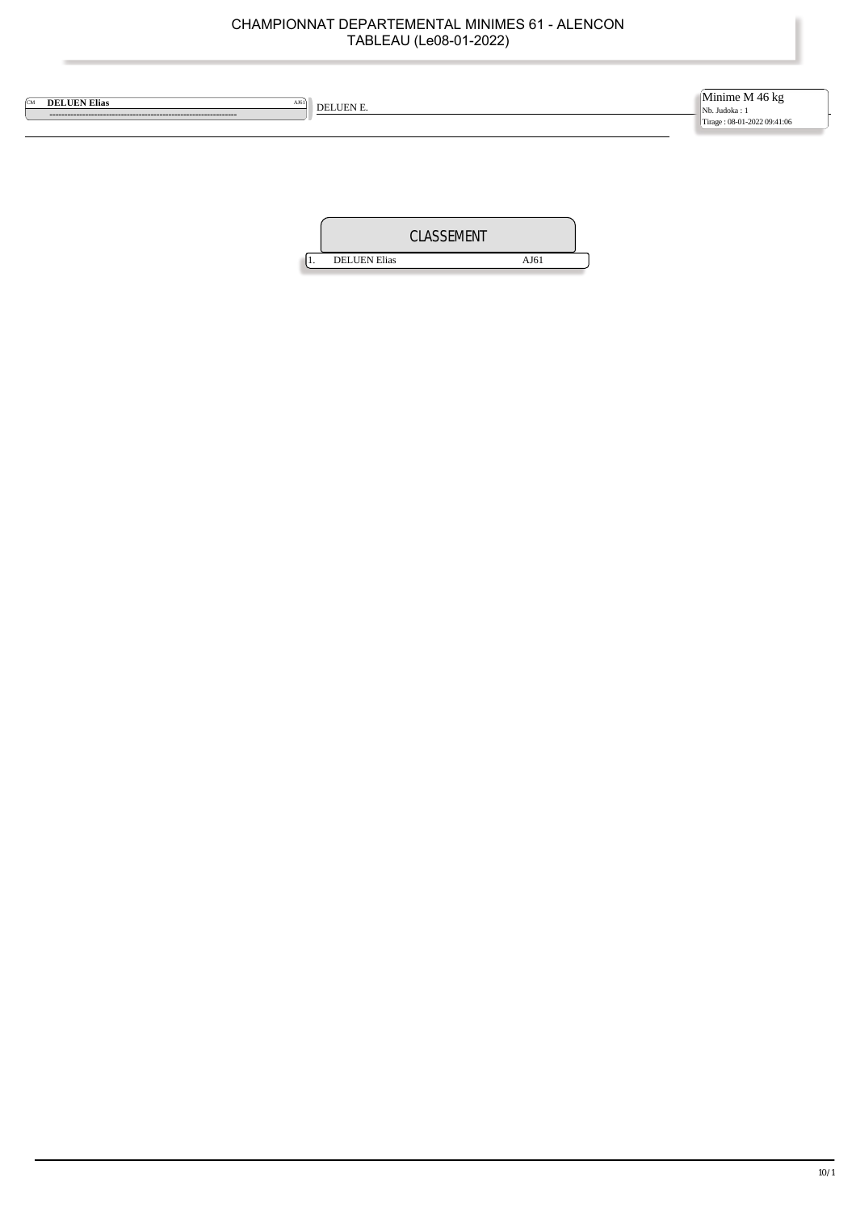# CHAMPIONNAT DEPARTEMENTAL MINIMES 61 - ALENCON

TABLEAU (Le08-01-2022)

CM **DELUEN Elias** AJ61

DELUEN E.

Minime M 46 kg
Nb. Judoka : 1
Tirage : 08-01-2022 09:41:06

| CLASSEMENT | | |
|---|---|---|
| 1. | DELUEN Elias | AJ61 |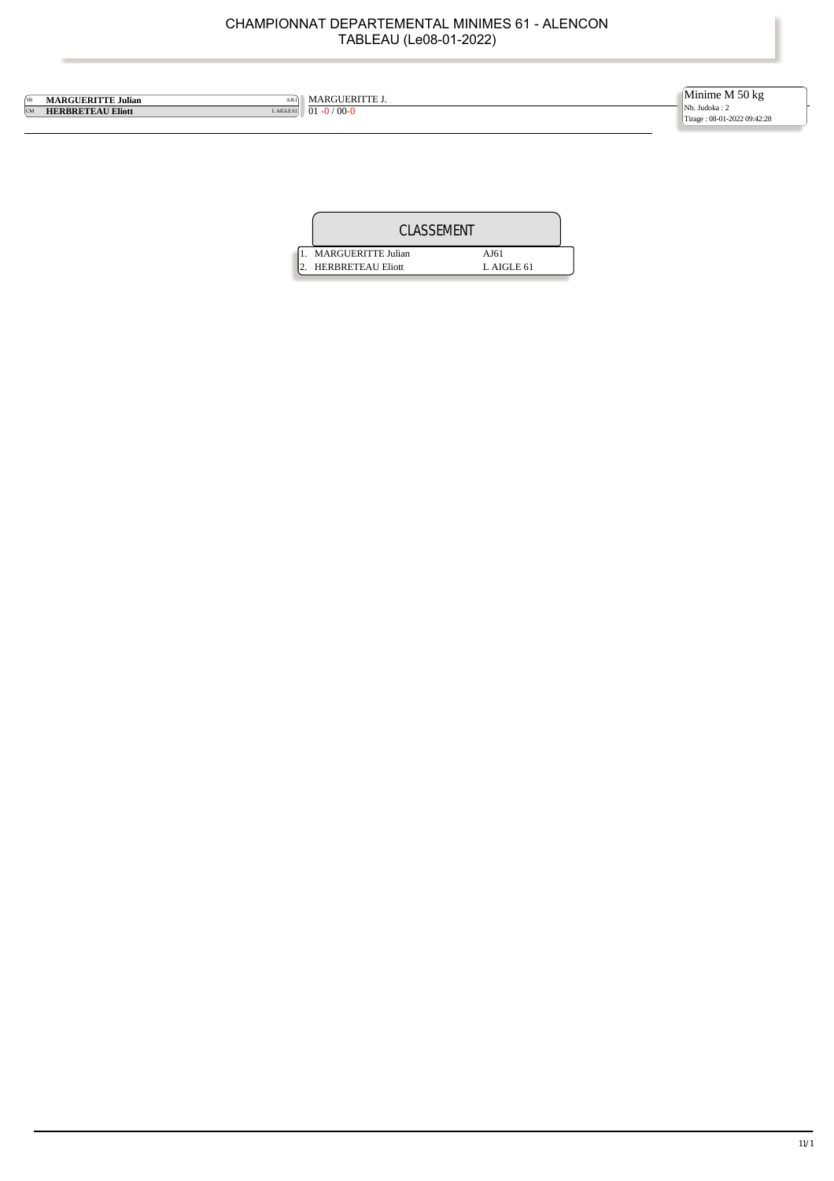# CHAMPIONNAT DEPARTEMENTAL MINIMES 61 - ALENCON
TABLEAU (Le08-01-2022)

**Minime M 50 kg**
Nb. Judoka : 2
Tirage : 08-01-2022 09:42:28

| | | | |
|---|---|---|---|
| VB | **MARGUERITTE Julian** | AJ61 | MARGUERITTE J. |
| CM | **HERBRETEAU Eliott** | L AIGLE 61 | 01 -0 / 00-0 |

## CLASSEMENT

| | | |
|---|---|---|
| 1. | MARGUERITTE Julian | AJ61 |
| 2. | HERBRETEAU Eliott | L AIGLE 61 |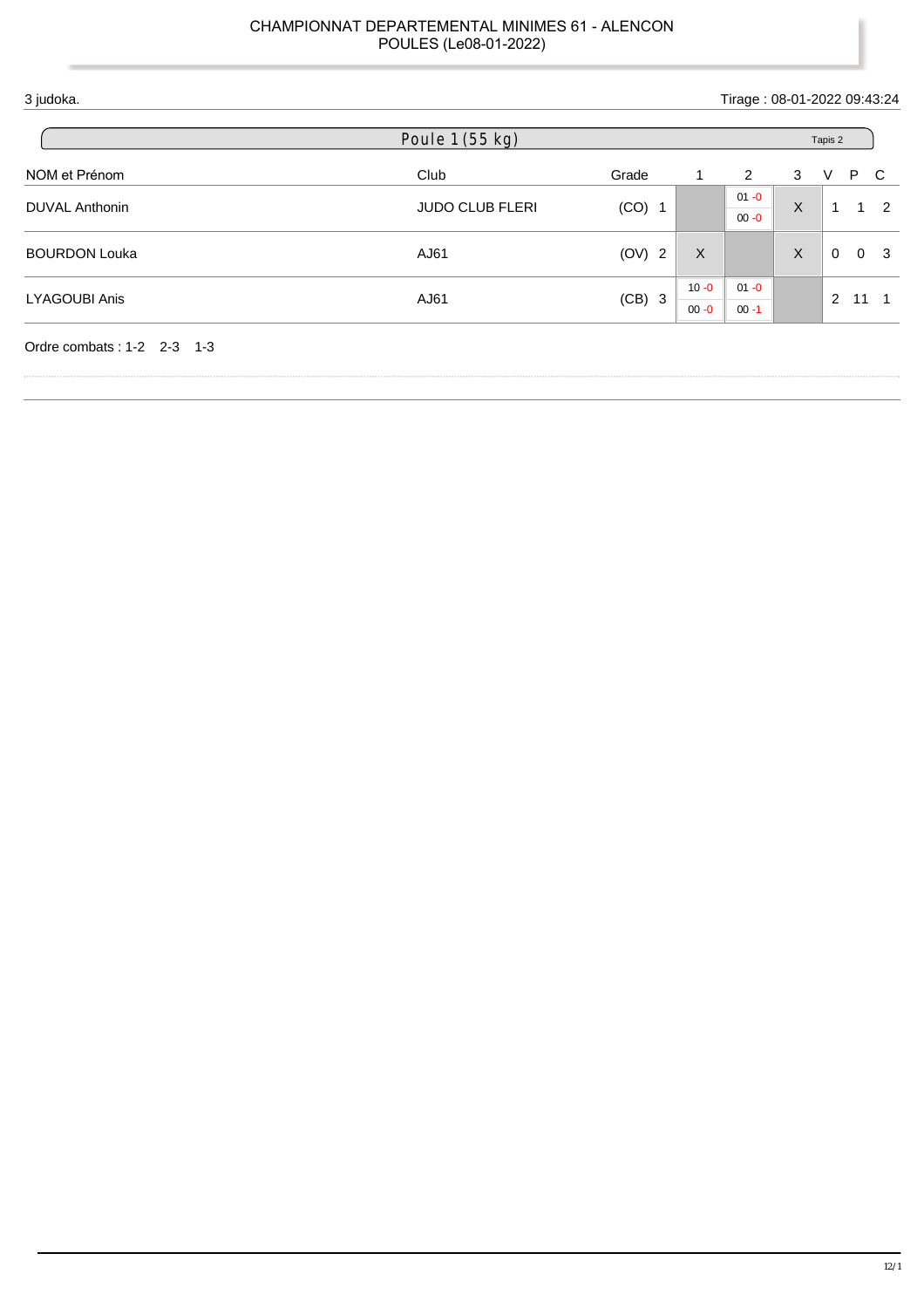CHAMPIONNAT DEPARTEMENTAL MINIMES 61 - ALENCON
POULES (Le08-01-2022)

3 judoka.

Tirage : 08-01-2022 09:43:24

## Poule 1 (55 kg)

Tapis 2

| NOM et Prénom | Club | Grade | 1 | 2 | 3 | V | P | C |
|---|---|---|---|---|---|---|---|---|
| DUVAL Anthonin | JUDO CLUB FLERI | (CO) 1 | | 01 -0 / 00 -0 | X | 1 | 1 | 2 |
| BOURDON Louka | AJ61 | (OV) 2 | X | | X | 0 | 0 | 3 |
| LYAGOUBI Anis | AJ61 | (CB) 3 | 10 -0 / 00 -0 | 01 -0 / 00 -1 | | 2 | 11 | 1 |

Ordre combats : 1-2 2-3 1-3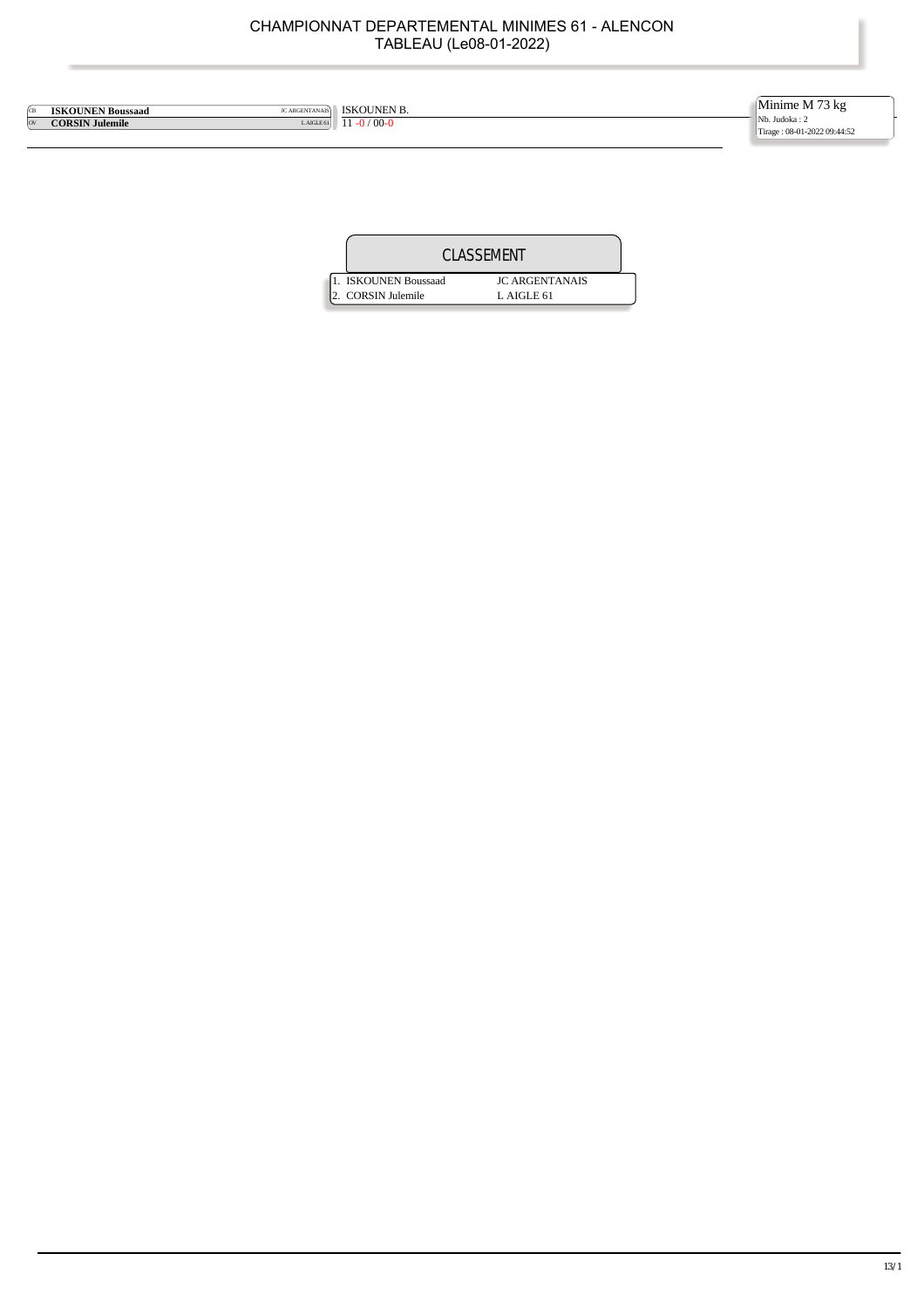# CHAMPIONNAT DEPARTEMENTAL MINIMES 61 - ALENCON
## TABLEAU (Le08-01-2022)

**Minime M 73 kg**
Nb. Judoka : 2
Tirage : 08-01-2022 09:44:52

| | Judoka | Club | Résultat |
|---|---|---|---|
| CB | **ISKOUNEN Boussaad** | JC ARGENTANAIS | ISKOUNEN B. |
| OV | **CORSIN Julemile** | L AIGLE 61 | 11 -0 / 00-0 |

### CLASSEMENT

| Rang | Judoka | Club |
|---|---|---|
| 1. | ISKOUNEN Boussaad | JC ARGENTANAIS |
| 2. | CORSIN Julemile | L AIGLE 61 |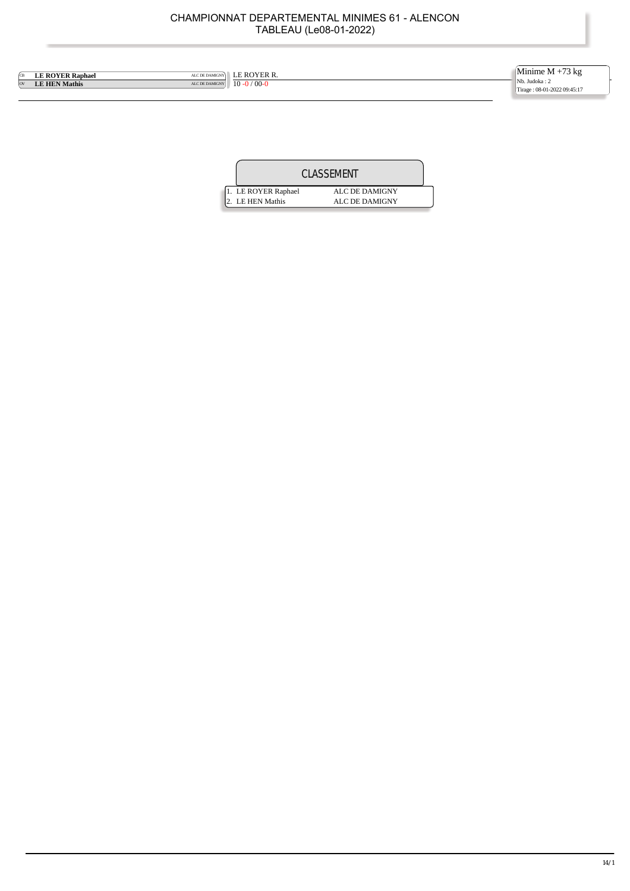# CHAMPIONNAT DEPARTEMENTAL MINIMES 61 - ALENCON

TABLEAU (Le08-01-2022)

| | | | |
|---|---|---|---|
| CB | LE ROYER Raphael | ALC DE DAMIGNY | LE ROYER R. |
| OV | LE HEN Mathis | ALC DE DAMIGNY | 10 -0 / 00-0 |

Minime M +73 kg
Nb. Judoka : 2
Tirage : 08-01-2022 09:45:17

## CLASSEMENT

| | |
|---|---|
| 1. LE ROYER Raphael | ALC DE DAMIGNY |
| 2. LE HEN Mathis | ALC DE DAMIGNY |